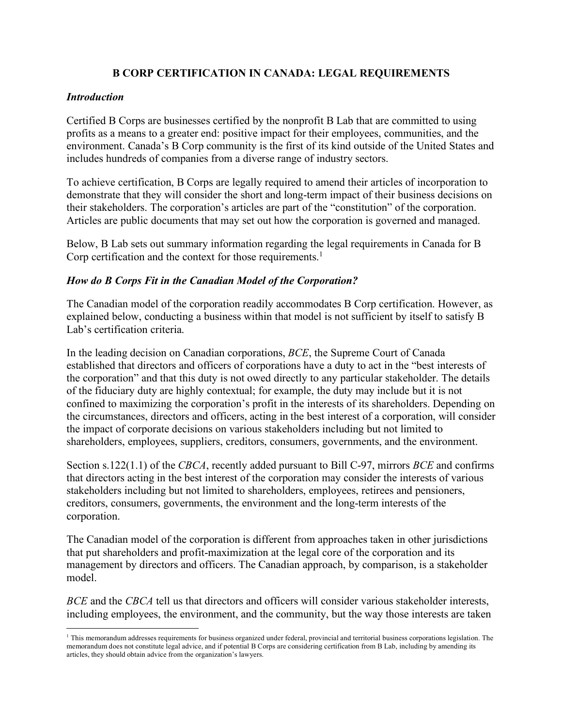# B CORP CERTIFICATION IN CANADA: LEGAL REQUIREMENTS

### *Introduction*

Certified B Corps are businesses certified by the nonprofit B Lab that are committed to using profits as a means to a greater end: positive impact for their employees, communities, and the environment. Canada's B Corp community is the first of its kind outside of the United States and includes hundreds of companies from a diverse range of industry sectors.

To achieve certification, B Corps are legally required to amend their articles of incorporation to demonstrate that they will consider the short and long-term impact of their business decisions on their stakeholders. The corporation's articles are part of the "constitution" of the corporation. Articles are public documents that may set out how the corporation is governed and managed.

Below, B Lab sets out summary information regarding the legal requirements in Canada for B Corp certification and the context for those requirements.[1]

### *How do B Corps Fit in the Canadian Model of the Corporation?*

The Canadian model of the corporation readily accommodates B Corp certification. However, as explained below, conducting a business within that model is not sufficient by itself to satisfy B Lab's certification criteria.

In the leading decision on Canadian corporations, *BCE*, the Supreme Court of Canada established that directors and officers of corporations have a duty to act in the "best interests of the corporation" and that this duty is not owed directly to any particular stakeholder. The details of the fiduciary duty are highly contextual; for example, the duty may include but it is not confined to maximizing the corporation's profit in the interests of its shareholders. Depending on the circumstances, directors and officers, acting in the best interest of a corporation, will consider the impact of corporate decisions on various stakeholders including but not limited to shareholders, employees, suppliers, creditors, consumers, governments, and the environment.

Section s.122(1.1) of the *CBCA*, recently added pursuant to Bill C-97, mirrors *BCE* and confirms that directors acting in the best interest of the corporation may consider the interests of various stakeholders including but not limited to shareholders, employees, retirees and pensioners, creditors, consumers, governments, the environment and the long-term interests of the corporation.

The Canadian model of the corporation is different from approaches taken in other jurisdictions that put shareholders and profit-maximization at the legal core of the corporation and its management by directors and officers. The Canadian approach, by comparison, is a stakeholder model.

*BCE* and the *CBCA* tell us that directors and officers will consider various stakeholder interests, including employees, the environment, and the community, but the way those interests are taken

---

[1] This memorandum addresses requirements for business organized under federal, provincial and territorial business corporations legislation. The memorandum does not constitute legal advice, and if potential B Corps are considering certification from B Lab, including by amending its articles, they should obtain advice from the organization's lawyers.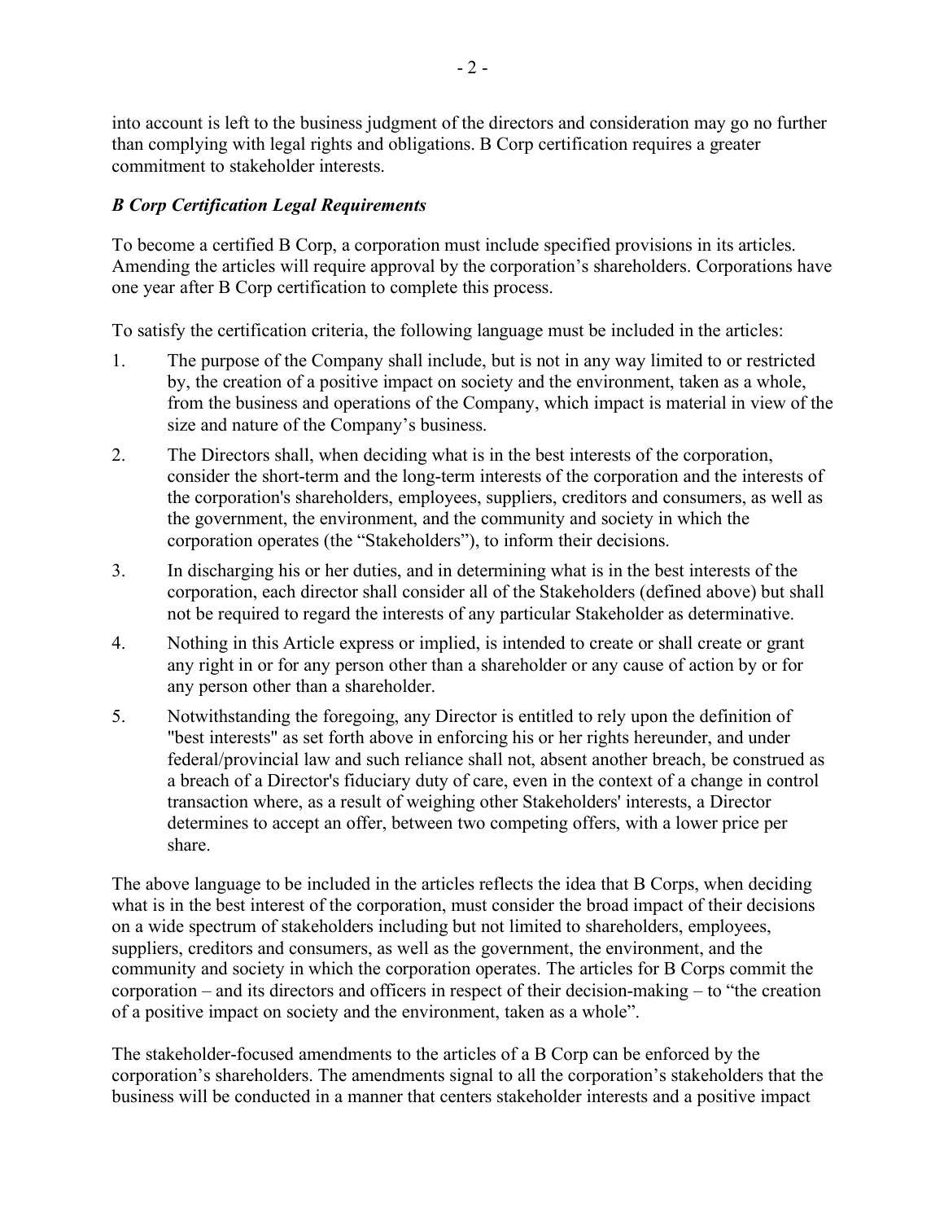into account is left to the business judgment of the directors and consideration may go no further than complying with legal rights and obligations. B Corp certification requires a greater commitment to stakeholder interests.

### *B Corp Certification Legal Requirements*

To become a certified B Corp, a corporation must include specified provisions in its articles. Amending the articles will require approval by the corporation's shareholders. Corporations have one year after B Corp certification to complete this process.

To satisfy the certification criteria, the following language must be included in the articles:

1. The purpose of the Company shall include, but is not in any way limited to or restricted by, the creation of a positive impact on society and the environment, taken as a whole, from the business and operations of the Company, which impact is material in view of the size and nature of the Company's business.
2. The Directors shall, when deciding what is in the best interests of the corporation, consider the short-term and the long-term interests of the corporation and the interests of the corporation's shareholders, employees, suppliers, creditors and consumers, as well as the government, the environment, and the community and society in which the corporation operates (the "Stakeholders"), to inform their decisions.
3. In discharging his or her duties, and in determining what is in the best interests of the corporation, each director shall consider all of the Stakeholders (defined above) but shall not be required to regard the interests of any particular Stakeholder as determinative.
4. Nothing in this Article express or implied, is intended to create or shall create or grant any right in or for any person other than a shareholder or any cause of action by or for any person other than a shareholder.
5. Notwithstanding the foregoing, any Director is entitled to rely upon the definition of "best interests" as set forth above in enforcing his or her rights hereunder, and under federal/provincial law and such reliance shall not, absent another breach, be construed as a breach of a Director's fiduciary duty of care, even in the context of a change in control transaction where, as a result of weighing other Stakeholders' interests, a Director determines to accept an offer, between two competing offers, with a lower price per share.

The above language to be included in the articles reflects the idea that B Corps, when deciding what is in the best interest of the corporation, must consider the broad impact of their decisions on a wide spectrum of stakeholders including but not limited to shareholders, employees, suppliers, creditors and consumers, as well as the government, the environment, and the community and society in which the corporation operates. The articles for B Corps commit the corporation – and its directors and officers in respect of their decision-making – to "the creation of a positive impact on society and the environment, taken as a whole".

The stakeholder-focused amendments to the articles of a B Corp can be enforced by the corporation's shareholders. The amendments signal to all the corporation's stakeholders that the business will be conducted in a manner that centers stakeholder interests and a positive impact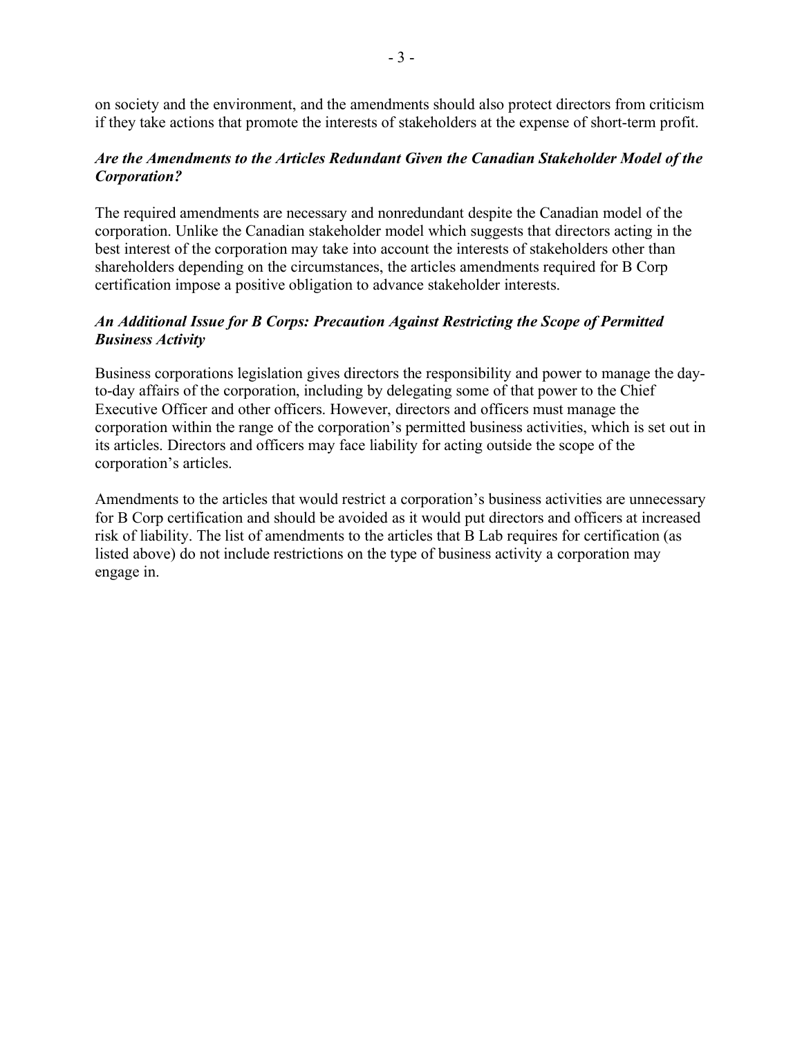on society and the environment, and the amendments should also protect directors from criticism if they take actions that promote the interests of stakeholders at the expense of short-term profit.

### *Are the Amendments to the Articles Redundant Given the Canadian Stakeholder Model of the Corporation?*

The required amendments are necessary and nonredundant despite the Canadian model of the corporation. Unlike the Canadian stakeholder model which suggests that directors acting in the best interest of the corporation may take into account the interests of stakeholders other than shareholders depending on the circumstances, the articles amendments required for B Corp certification impose a positive obligation to advance stakeholder interests.

### *An Additional Issue for B Corps: Precaution Against Restricting the Scope of Permitted Business Activity*

Business corporations legislation gives directors the responsibility and power to manage the day-to-day affairs of the corporation, including by delegating some of that power to the Chief Executive Officer and other officers. However, directors and officers must manage the corporation within the range of the corporation's permitted business activities, which is set out in its articles. Directors and officers may face liability for acting outside the scope of the corporation's articles.

Amendments to the articles that would restrict a corporation's business activities are unnecessary for B Corp certification and should be avoided as it would put directors and officers at increased risk of liability. The list of amendments to the articles that B Lab requires for certification (as listed above) do not include restrictions on the type of business activity a corporation may engage in.